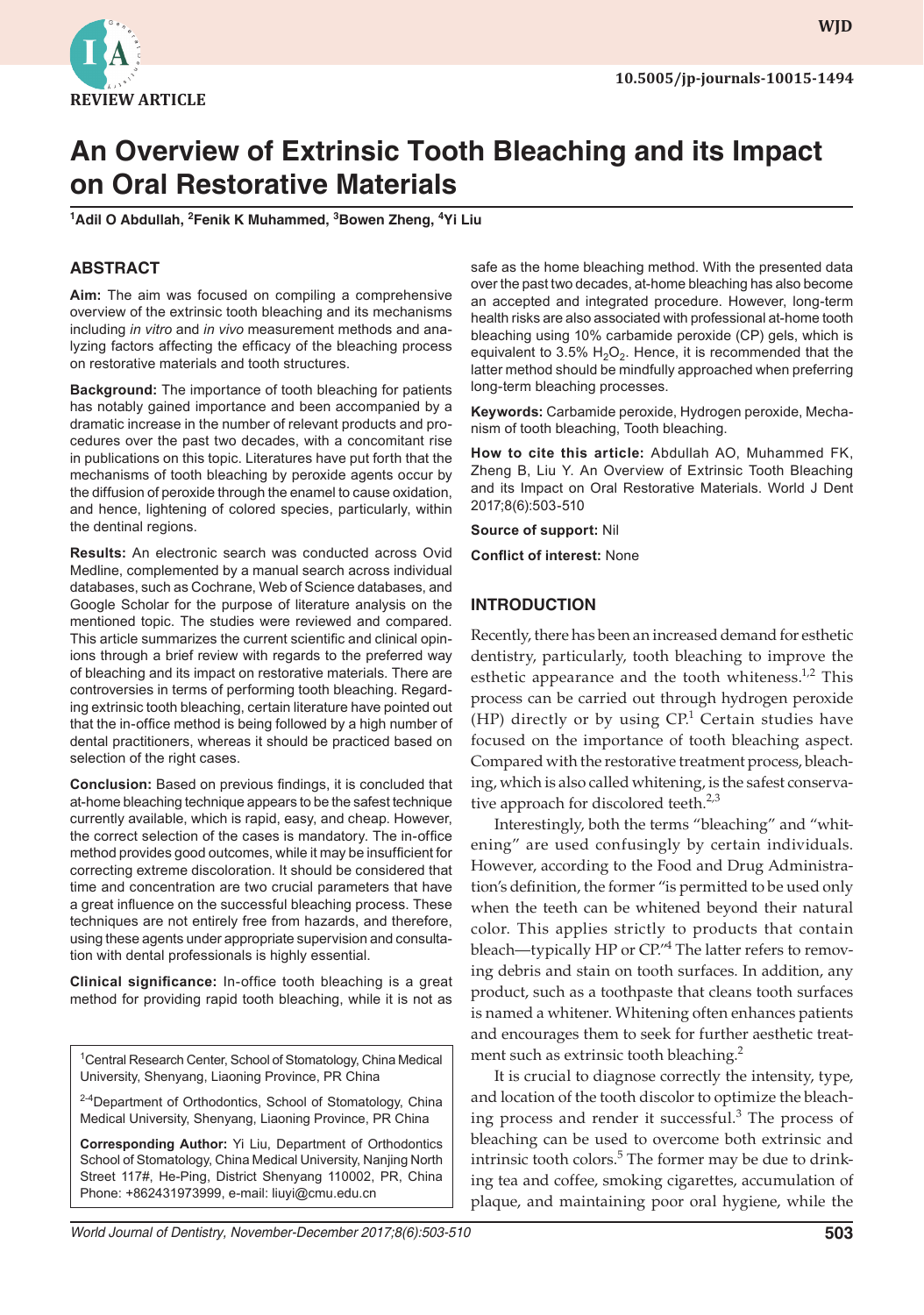REVIEW ARTICLE

10.5005/jp-journals-10015-1494

# An Overview of Extrinsic Tooth Bleaching and its Impact on Oral Restorative Materials

[1]Adil O Abdullah, [2]Fenik K Muhammed, [3]Bowen Zheng, [4]Yi Liu

## ABSTRACT

**Aim:** The aim was focused on compiling a comprehensive overview of the extrinsic tooth bleaching and its mechanisms including *in vitro* and *in vivo* measurement methods and analyzing factors affecting the efficacy of the bleaching process on restorative materials and tooth structures.

**Background:** The importance of tooth bleaching for patients has notably gained importance and been accompanied by a dramatic increase in the number of relevant products and procedures over the past two decades, with a concomitant rise in publications on this topic. Literatures have put forth that the mechanisms of tooth bleaching by peroxide agents occur by the diffusion of peroxide through the enamel to cause oxidation, and hence, lightening of colored species, particularly, within the dentinal regions.

**Results:** An electronic search was conducted across Ovid Medline, complemented by a manual search across individual databases, such as Cochrane, Web of Science databases, and Google Scholar for the purpose of literature analysis on the mentioned topic. The studies were reviewed and compared. This article summarizes the current scientific and clinical opinions through a brief review with regards to the preferred way of bleaching and its impact on restorative materials. There are controversies in terms of performing tooth bleaching. Regarding extrinsic tooth bleaching, certain literature have pointed out that the in-office method is being followed by a high number of dental practitioners, whereas it should be practiced based on selection of the right cases.

**Conclusion:** Based on previous findings, it is concluded that at-home bleaching technique appears to be the safest technique currently available, which is rapid, easy, and cheap. However, the correct selection of the cases is mandatory. The in-office method provides good outcomes, while it may be insufficient for correcting extreme discoloration. It should be considered that time and concentration are two crucial parameters that have a great influence on the successful bleaching process. These techniques are not entirely free from hazards, and therefore, using these agents under appropriate supervision and consultation with dental professionals is highly essential.

**Clinical significance:** In-office tooth bleaching is a great method for providing rapid tooth bleaching, while it is not as safe as the home bleaching method. With the presented data over the past two decades, at-home bleaching has also become an accepted and integrated procedure. However, long-term health risks are also associated with professional at-home tooth bleaching using 10% carbamide peroxide (CP) gels, which is equivalent to 3.5% $H_2O_2$. Hence, it is recommended that the latter method should be mindfully approached when preferring long-term bleaching processes.

**Keywords:** Carbamide peroxide, Hydrogen peroxide, Mechanism of tooth bleaching, Tooth bleaching.

**How to cite this article:** Abdullah AO, Muhammed FK, Zheng B, Liu Y. An Overview of Extrinsic Tooth Bleaching and its Impact on Oral Restorative Materials. World J Dent 2017;8(6):503-510

**Source of support:** Nil

**Conflict of interest:** None

[1]Central Research Center, School of Stomatology, China Medical University, Shenyang, Liaoning Province, PR China

[2-4]Department of Orthodontics, School of Stomatology, China Medical University, Shenyang, Liaoning Province, PR China

**Corresponding Author:** Yi Liu, Department of Orthodontics School of Stomatology, China Medical University, Nanjing North Street 117#, He-Ping, District Shenyang 110002, PR, China Phone: +862431973999, e-mail: liuyi@cmu.edu.cn

## INTRODUCTION

Recently, there has been an increased demand for esthetic dentistry, particularly, tooth bleaching to improve the esthetic appearance and the tooth whiteness.[1,2] This process can be carried out through hydrogen peroxide (HP) directly or by using CP.[1] Certain studies have focused on the importance of tooth bleaching aspect. Compared with the restorative treatment process, bleaching, which is also called whitening, is the safest conservative approach for discolored teeth.[2,3]

Interestingly, both the terms "bleaching" and "whitening" are used confusingly by certain individuals. However, according to the Food and Drug Administration's definition, the former "is permitted to be used only when the teeth can be whitened beyond their natural color. This applies strictly to products that contain bleach—typically HP or CP."[4] The latter refers to removing debris and stain on tooth surfaces. In addition, any product, such as a toothpaste that cleans tooth surfaces is named a whitener. Whitening often enhances patients and encourages them to seek for further aesthetic treatment such as extrinsic tooth bleaching.[2]

It is crucial to diagnose correctly the intensity, type, and location of the tooth discolor to optimize the bleaching process and render it successful.[3] The process of bleaching can be used to overcome both extrinsic and intrinsic tooth colors.[5] The former may be due to drinking tea and coffee, smoking cigarettes, accumulation of plaque, and maintaining poor oral hygiene, while the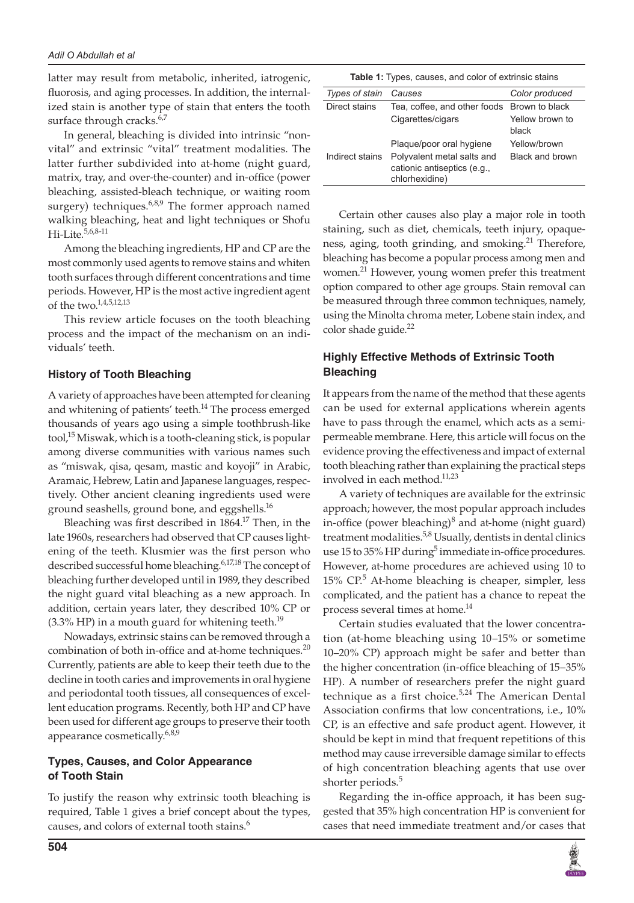latter may result from metabolic, inherited, iatrogenic, fluorosis, and aging processes. In addition, the internalized stain is another type of stain that enters the tooth surface through cracks.[6,7]

In general, bleaching is divided into intrinsic "nonvital" and extrinsic "vital" treatment modalities. The latter further subdivided into at-home (night guard, matrix, tray, and over-the-counter) and in-office (power bleaching, assisted-bleach technique, or waiting room surgery) techniques.[6,8,9] The former approach named walking bleaching, heat and light techniques or Shofu Hi-Lite.[5,6,8-11]

Among the bleaching ingredients, HP and CP are the most commonly used agents to remove stains and whiten tooth surfaces through different concentrations and time periods. However, HP is the most active ingredient agent of the two.[1,4,5,12,13]

This review article focuses on the tooth bleaching process and the impact of the mechanism on an individuals' teeth.

## History of Tooth Bleaching

A variety of approaches have been attempted for cleaning and whitening of patients' teeth.[14] The process emerged thousands of years ago using a simple toothbrush-like tool,[15] Miswak, which is a tooth-cleaning stick, is popular among diverse communities with various names such as "miswak, qisa, qesam, mastic and koyoji" in Arabic, Aramaic, Hebrew, Latin and Japanese languages, respectively. Other ancient cleaning ingredients used were ground seashells, ground bone, and eggshells.[16]

Bleaching was first described in 1864.[17] Then, in the late 1960s, researchers had observed that CP causes lightening of the teeth. Klusmier was the first person who described successful home bleaching.[6,17,18] The concept of bleaching further developed until in 1989, they described the night guard vital bleaching as a new approach. In addition, certain years later, they described 10% CP or (3.3% HP) in a mouth guard for whitening teeth.[19]

Nowadays, extrinsic stains can be removed through a combination of both in-office and at-home techniques.[20] Currently, patients are able to keep their teeth due to the decline in tooth caries and improvements in oral hygiene and periodontal tooth tissues, all consequences of excellent education programs. Recently, both HP and CP have been used for different age groups to preserve their tooth appearance cosmetically.[6,8,9]

## Types, Causes, and Color Appearance of Tooth Stain

To justify the reason why extrinsic tooth bleaching is required, Table 1 gives a brief concept about the types, causes, and colors of external tooth stains.[6]

**Table 1:** Types, causes, and color of extrinsic stains

| *Types of stain* | *Causes* | *Color produced* |
|---|---|---|
| Direct stains | Tea, coffee, and other foods | Brown to black |
| | Cigarettes/cigars | Yellow brown to black |
| | Plaque/poor oral hygiene | Yellow/brown |
| Indirect stains | Polyvalent metal salts and cationic antiseptics (e.g., chlorhexidine) | Black and brown |

Certain other causes also play a major role in tooth staining, such as diet, chemicals, teeth injury, opaqueness, aging, tooth grinding, and smoking.[21] Therefore, bleaching has become a popular process among men and women.[21] However, young women prefer this treatment option compared to other age groups. Stain removal can be measured through three common techniques, namely, using the Minolta chroma meter, Lobene stain index, and color shade guide.[22]

## Highly Effective Methods of Extrinsic Tooth Bleaching

It appears from the name of the method that these agents can be used for external applications wherein agents have to pass through the enamel, which acts as a semi-permeable membrane. Here, this article will focus on the evidence proving the effectiveness and impact of external tooth bleaching rather than explaining the practical steps involved in each method.[11,23]

A variety of techniques are available for the extrinsic approach; however, the most popular approach includes in-office (power bleaching)[8] and at-home (night guard) treatment modalities.[5,8] Usually, dentists in dental clinics use 15 to 35% HP during[5] immediate in-office procedures. However, at-home procedures are achieved using 10 to 15% CP.[5] At-home bleaching is cheaper, simpler, less complicated, and the patient has a chance to repeat the process several times at home.[14]

Certain studies evaluated that the lower concentration (at-home bleaching using 10–15% or sometime 10–20% CP) approach might be safer and better than the higher concentration (in-office bleaching of 15–35% HP). A number of researchers prefer the night guard technique as a first choice.[5,24] The American Dental Association confirms that low concentrations, i.e., 10% CP, is an effective and safe product agent. However, it should be kept in mind that frequent repetitions of this method may cause irreversible damage similar to effects of high concentration bleaching agents that use over shorter periods.[5]

Regarding the in-office approach, it has been suggested that 35% high concentration HP is convenient for cases that need immediate treatment and/or cases that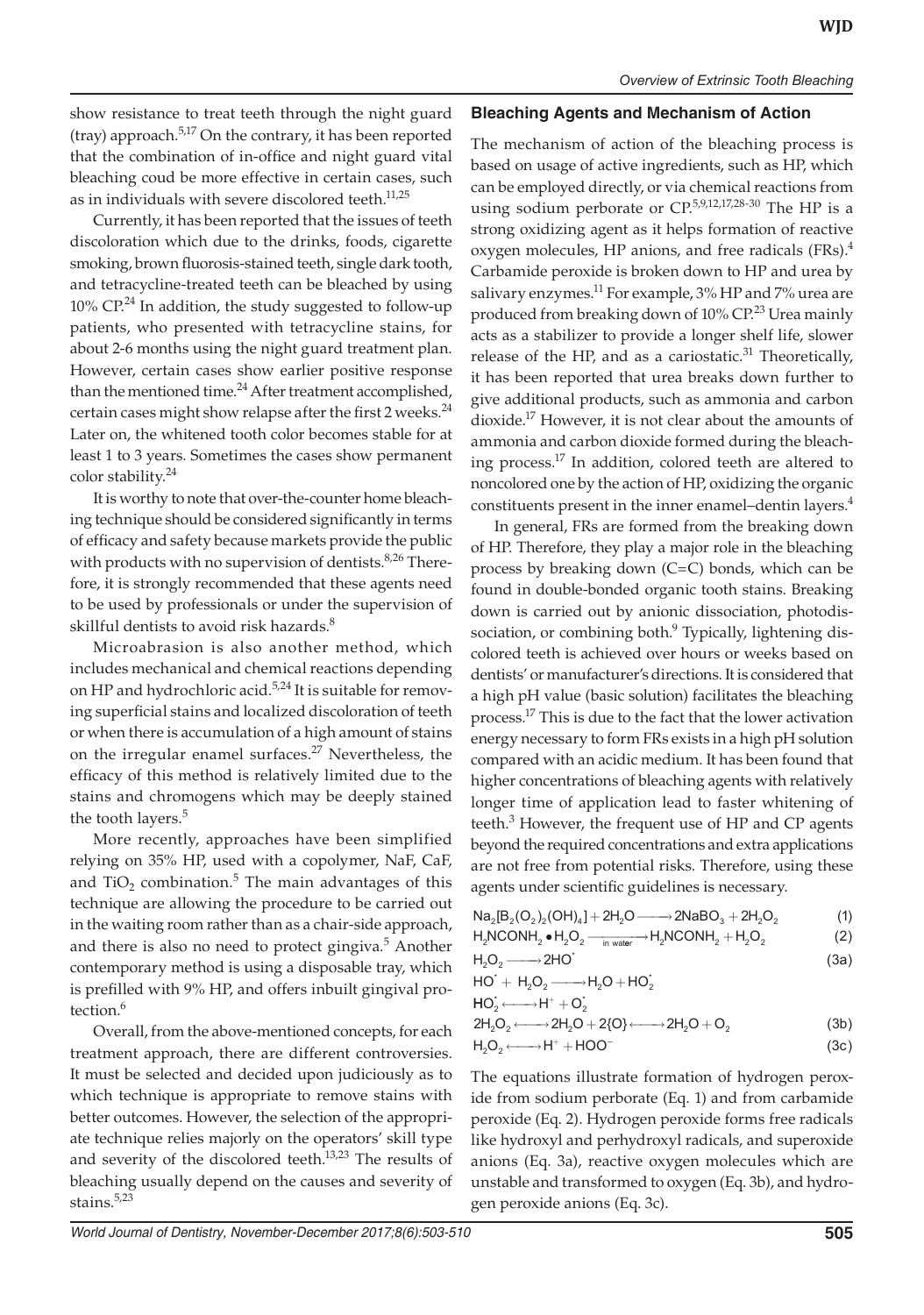show resistance to treat teeth through the night guard (tray) approach.[5,17] On the contrary, it has been reported that the combination of in-office and night guard vital bleaching coud be more effective in certain cases, such as in individuals with severe discolored teeth.[11,25]

Currently, it has been reported that the issues of teeth discoloration which due to the drinks, foods, cigarette smoking, brown fluorosis-stained teeth, single dark tooth, and tetracycline-treated teeth can be bleached by using 10% CP.[24] In addition, the study suggested to follow-up patients, who presented with tetracycline stains, for about 2-6 months using the night guard treatment plan. However, certain cases show earlier positive response than the mentioned time.[24] After treatment accomplished, certain cases might show relapse after the first 2 weeks.[24] Later on, the whitened tooth color becomes stable for at least 1 to 3 years. Sometimes the cases show permanent color stability.[24]

It is worthy to note that over-the-counter home bleaching technique should be considered significantly in terms of efficacy and safety because markets provide the public with products with no supervision of dentists.[8,26] Therefore, it is strongly recommended that these agents need to be used by professionals or under the supervision of skillful dentists to avoid risk hazards.[8]

Microabrasion is also another method, which includes mechanical and chemical reactions depending on HP and hydrochloric acid.[5,24] It is suitable for removing superficial stains and localized discoloration of teeth or when there is accumulation of a high amount of stains on the irregular enamel surfaces.[27] Nevertheless, the efficacy of this method is relatively limited due to the stains and chromogens which may be deeply stained the tooth layers.[5]

More recently, approaches have been simplified relying on 35% HP, used with a copolymer, NaF, CaF, and $TiO_2$ combination.[5] The main advantages of this technique are allowing the procedure to be carried out in the waiting room rather than as a chair-side approach, and there is also no need to protect gingiva.[5] Another contemporary method is using a disposable tray, which is prefilled with 9% HP, and offers inbuilt gingival protection.[6]

Overall, from the above-mentioned concepts, for each treatment approach, there are different controversies. It must be selected and decided upon judiciously as to which technique is appropriate to remove stains with better outcomes. However, the selection of the appropriate technique relies majorly on the operators' skill type and severity of the discolored teeth.[13,23] The results of bleaching usually depend on the causes and severity of stains.[5,23]

## Bleaching Agents and Mechanism of Action

The mechanism of action of the bleaching process is based on usage of active ingredients, such as HP, which can be employed directly, or via chemical reactions from using sodium perborate or CP.[5,9,12,17,28-30] The HP is a strong oxidizing agent as it helps formation of reactive oxygen molecules, HP anions, and free radicals (FRs).[4] Carbamide peroxide is broken down to HP and urea by salivary enzymes.[11] For example, 3% HP and 7% urea are produced from breaking down of 10% CP.[23] Urea mainly acts as a stabilizer to provide a longer shelf life, slower release of the HP, and as a cariostatic.[31] Theoretically, it has been reported that urea breaks down further to give additional products, such as ammonia and carbon dioxide.[17] However, it is not clear about the amounts of ammonia and carbon dioxide formed during the bleaching process.[17] In addition, colored teeth are altered to noncolored one by the action of HP, oxidizing the organic constituents present in the inner enamel–dentin layers.[4]

In general, FRs are formed from the breaking down of HP. Therefore, they play a major role in the bleaching process by breaking down (C=C) bonds, which can be found in double-bonded organic tooth stains. Breaking down is carried out by anionic dissociation, photodissociation, or combining both.[9] Typically, lightening discolored teeth is achieved over hours or weeks based on dentists' or manufacturer's directions. It is considered that a high pH value (basic solution) facilitates the bleaching process.[17] This is due to the fact that the lower activation energy necessary to form FRs exists in a high pH solution compared with an acidic medium. It has been found that higher concentrations of bleaching agents with relatively longer time of application lead to faster whitening of teeth.[3] However, the frequent use of HP and CP agents beyond the required concentrations and extra applications are not free from potential risks. Therefore, using these agents under scientific guidelines is necessary.

$$Na_2[B_2(O_2)_2(OH)_4] + 2H_2O \longrightarrow 2NaBO_3 + 2H_2O_2 \quad (1)$$

$$H_2NCONH_2 \bullet H_2O_2 \xrightarrow{\text{in water}} H_2NCONH_2 + H_2O_2 \quad (2)$$

$$\begin{aligned} &H_2O_2 \longrightarrow 2HO^{\cdot} \\ &HO^{\cdot} + H_2O_2 \longrightarrow H_2O + HO_2^{\cdot} \\ &HO_2^{\cdot} \longleftrightarrow H^+ + O_2^{\cdot} \end{aligned} \quad (3a)$$

$$2H_2O_2 \longleftrightarrow 2H_2O + 2\{O\} \longleftrightarrow 2H_2O + O_2 \quad (3b)$$

$$H_2O_2 \longleftrightarrow H^+ + HOO^- \quad (3c)$$

The equations illustrate formation of hydrogen peroxide from sodium perborate (Eq. 1) and from carbamide peroxide (Eq. 2). Hydrogen peroxide forms free radicals like hydroxyl and perhydroxyl radicals, and superoxide anions (Eq. 3a), reactive oxygen molecules which are unstable and transformed to oxygen (Eq. 3b), and hydrogen peroxide anions (Eq. 3c).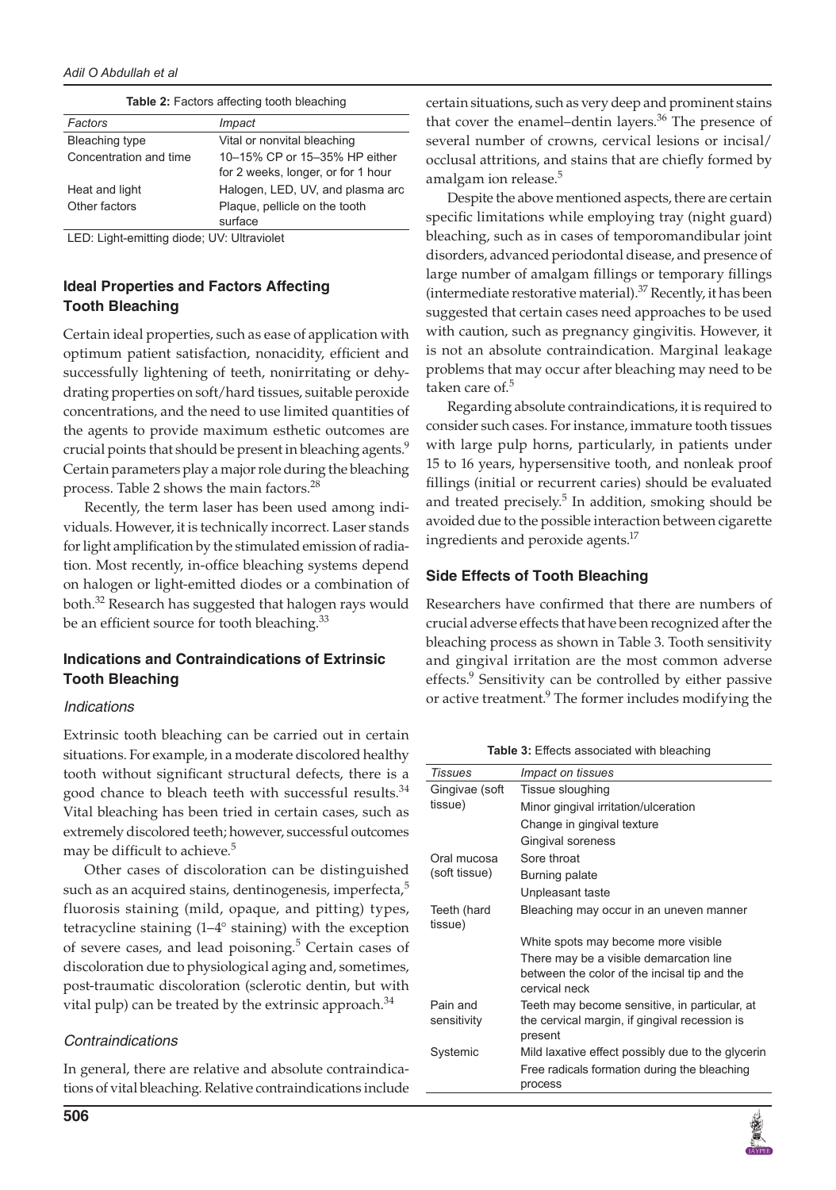**Table 2:** Factors affecting tooth bleaching

| Factors | Impact |
|---|---|
| Bleaching type | Vital or nonvital bleaching |
| Concentration and time | 10–15% CP or 15–35% HP either for 2 weeks, longer, or for 1 hour |
| Heat and light | Halogen, LED, UV, and plasma arc |
| Other factors | Plaque, pellicle on the tooth surface |

LED: Light-emitting diode; UV: Ultraviolet

### Ideal Properties and Factors Affecting Tooth Bleaching

Certain ideal properties, such as ease of application with optimum patient satisfaction, nonacidity, efficient and successfully lightening of teeth, nonirritating or dehydrating properties on soft/hard tissues, suitable peroxide concentrations, and the need to use limited quantities of the agents to provide maximum esthetic outcomes are crucial points that should be present in bleaching agents.[9] Certain parameters play a major role during the bleaching process. Table 2 shows the main factors.[28]

Recently, the term laser has been used among individuals. However, it is technically incorrect. Laser stands for light amplification by the stimulated emission of radiation. Most recently, in-office bleaching systems depend on halogen or light-emitted diodes or a combination of both.[32] Research has suggested that halogen rays would be an efficient source for tooth bleaching.[33]

### Indications and Contraindications of Extrinsic Tooth Bleaching

#### *Indications*

Extrinsic tooth bleaching can be carried out in certain situations. For example, in a moderate discolored healthy tooth without significant structural defects, there is a good chance to bleach teeth with successful results.[34] Vital bleaching has been tried in certain cases, such as extremely discolored teeth; however, successful outcomes may be difficult to achieve.[5]

Other cases of discoloration can be distinguished such as an acquired stains, dentinogenesis, imperfecta,[5] fluorosis staining (mild, opaque, and pitting) types, tetracycline staining (1–4° staining) with the exception of severe cases, and lead poisoning.[5] Certain cases of discoloration due to physiological aging and, sometimes, post-traumatic discoloration (sclerotic dentin, but with vital pulp) can be treated by the extrinsic approach.[34]

#### *Contraindications*

In general, there are relative and absolute contraindications of vital bleaching. Relative contraindications include certain situations, such as very deep and prominent stains that cover the enamel–dentin layers.[36] The presence of several number of crowns, cervical lesions or incisal/occlusal attritions, and stains that are chiefly formed by amalgam ion release.[5]

Despite the above mentioned aspects, there are certain specific limitations while employing tray (night guard) bleaching, such as in cases of temporomandibular joint disorders, advanced periodontal disease, and presence of large number of amalgam fillings or temporary fillings (intermediate restorative material).[37] Recently, it has been suggested that certain cases need approaches to be used with caution, such as pregnancy gingivitis. However, it is not an absolute contraindication. Marginal leakage problems that may occur after bleaching may need to be taken care of.[5]

Regarding absolute contraindications, it is required to consider such cases. For instance, immature tooth tissues with large pulp horns, particularly, in patients under 15 to 16 years, hypersensitive tooth, and nonleak proof fillings (initial or recurrent caries) should be evaluated and treated precisely.[5] In addition, smoking should be avoided due to the possible interaction between cigarette ingredients and peroxide agents.[17]

### Side Effects of Tooth Bleaching

Researchers have confirmed that there are numbers of crucial adverse effects that have been recognized after the bleaching process as shown in Table 3. Tooth sensitivity and gingival irritation are the most common adverse effects.[9] Sensitivity can be controlled by either passive or active treatment.[9] The former includes modifying the

**Table 3:** Effects associated with bleaching

| Tissues | Impact on tissues |
|---|---|
| Gingivae (soft tissue) | Tissue sloughing |
| | Minor gingival irritation/ulceration |
| | Change in gingival texture |
| | Gingival soreness |
| Oral mucosa (soft tissue) | Sore throat |
| | Burning palate |
| | Unpleasant taste |
| Teeth (hard tissue) | Bleaching may occur in an uneven manner |
| | White spots may become more visible |
| | There may be a visible demarcation line between the color of the incisal tip and the cervical neck |
| Pain and sensitivity | Teeth may become sensitive, in particular, at the cervical margin, if gingival recession is present |
| Systemic | Mild laxative effect possibly due to the glycerin |
| | Free radicals formation during the bleaching process |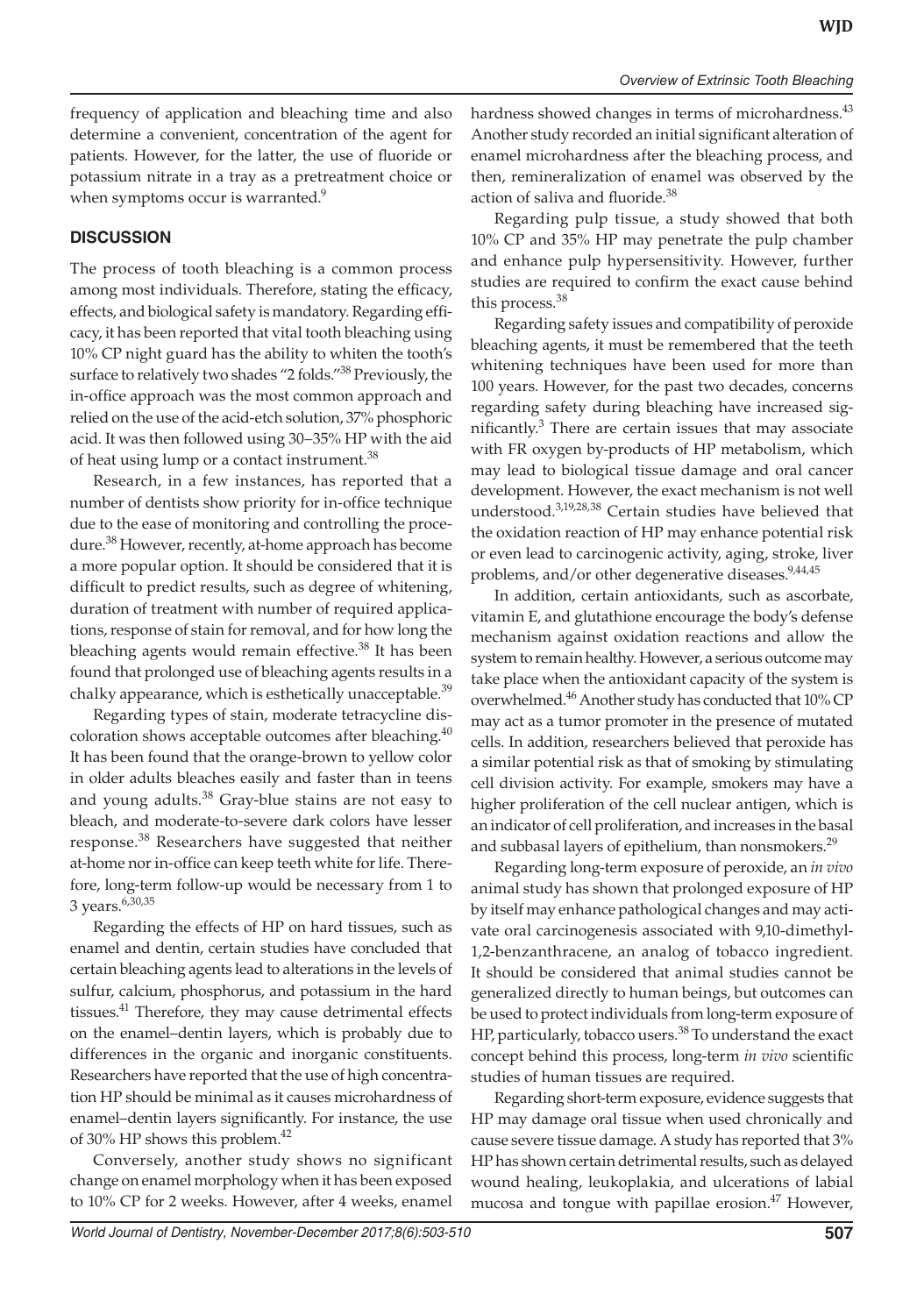frequency of application and bleaching time and also determine a convenient, concentration of the agent for patients. However, for the latter, the use of fluoride or potassium nitrate in a tray as a pretreatment choice or when symptoms occur is warranted.[9]

## DISCUSSION

The process of tooth bleaching is a common process among most individuals. Therefore, stating the efficacy, effects, and biological safety is mandatory. Regarding efficacy, it has been reported that vital tooth bleaching using 10% CP night guard has the ability to whiten the tooth's surface to relatively two shades "2 folds."[38] Previously, the in-office approach was the most common approach and relied on the use of the acid-etch solution, 37% phosphoric acid. It was then followed using 30–35% HP with the aid of heat using lump or a contact instrument.[38]

Research, in a few instances, has reported that a number of dentists show priority for in-office technique due to the ease of monitoring and controlling the procedure.[38] However, recently, at-home approach has become a more popular option. It should be considered that it is difficult to predict results, such as degree of whitening, duration of treatment with number of required applications, response of stain for removal, and for how long the bleaching agents would remain effective.[38] It has been found that prolonged use of bleaching agents results in a chalky appearance, which is esthetically unacceptable.[39]

Regarding types of stain, moderate tetracycline discoloration shows acceptable outcomes after bleaching.[40] It has been found that the orange-brown to yellow color in older adults bleaches easily and faster than in teens and young adults.[38] Gray-blue stains are not easy to bleach, and moderate-to-severe dark colors have lesser response.[38] Researchers have suggested that neither at-home nor in-office can keep teeth white for life. Therefore, long-term follow-up would be necessary from 1 to 3 years.[6,30,35]

Regarding the effects of HP on hard tissues, such as enamel and dentin, certain studies have concluded that certain bleaching agents lead to alterations in the levels of sulfur, calcium, phosphorus, and potassium in the hard tissues.[41] Therefore, they may cause detrimental effects on the enamel–dentin layers, which is probably due to differences in the organic and inorganic constituents. Researchers have reported that the use of high concentration HP should be minimal as it causes microhardness of enamel–dentin layers significantly. For instance, the use of 30% HP shows this problem.[42]

Conversely, another study shows no significant change on enamel morphology when it has been exposed to 10% CP for 2 weeks. However, after 4 weeks, enamel hardness showed changes in terms of microhardness.[43] Another study recorded an initial significant alteration of enamel microhardness after the bleaching process, and then, remineralization of enamel was observed by the action of saliva and fluoride.[38]

Regarding pulp tissue, a study showed that both 10% CP and 35% HP may penetrate the pulp chamber and enhance pulp hypersensitivity. However, further studies are required to confirm the exact cause behind this process.[38]

Regarding safety issues and compatibility of peroxide bleaching agents, it must be remembered that the teeth whitening techniques have been used for more than 100 years. However, for the past two decades, concerns regarding safety during bleaching have increased significantly.[3] There are certain issues that may associate with FR oxygen by-products of HP metabolism, which may lead to biological tissue damage and oral cancer development. However, the exact mechanism is not well understood.[3,19,28,38] Certain studies have believed that the oxidation reaction of HP may enhance potential risk or even lead to carcinogenic activity, aging, stroke, liver problems, and/or other degenerative diseases.[9,44,45]

In addition, certain antioxidants, such as ascorbate, vitamin E, and glutathione encourage the body's defense mechanism against oxidation reactions and allow the system to remain healthy. However, a serious outcome may take place when the antioxidant capacity of the system is overwhelmed.[46] Another study has conducted that 10% CP may act as a tumor promoter in the presence of mutated cells. In addition, researchers believed that peroxide has a similar potential risk as that of smoking by stimulating cell division activity. For example, smokers may have a higher proliferation of the cell nuclear antigen, which is an indicator of cell proliferation, and increases in the basal and subbasal layers of epithelium, than nonsmokers.[29]

Regarding long-term exposure of peroxide, an *in vivo* animal study has shown that prolonged exposure of HP by itself may enhance pathological changes and may activate oral carcinogenesis associated with 9,10-dimethyl-1,2-benzanthracene, an analog of tobacco ingredient. It should be considered that animal studies cannot be generalized directly to human beings, but outcomes can be used to protect individuals from long-term exposure of HP, particularly, tobacco users.[38] To understand the exact concept behind this process, long-term *in vivo* scientific studies of human tissues are required.

Regarding short-term exposure, evidence suggests that HP may damage oral tissue when used chronically and cause severe tissue damage. A study has reported that 3% HP has shown certain detrimental results, such as delayed wound healing, leukoplakia, and ulcerations of labial mucosa and tongue with papillae erosion.[47] However,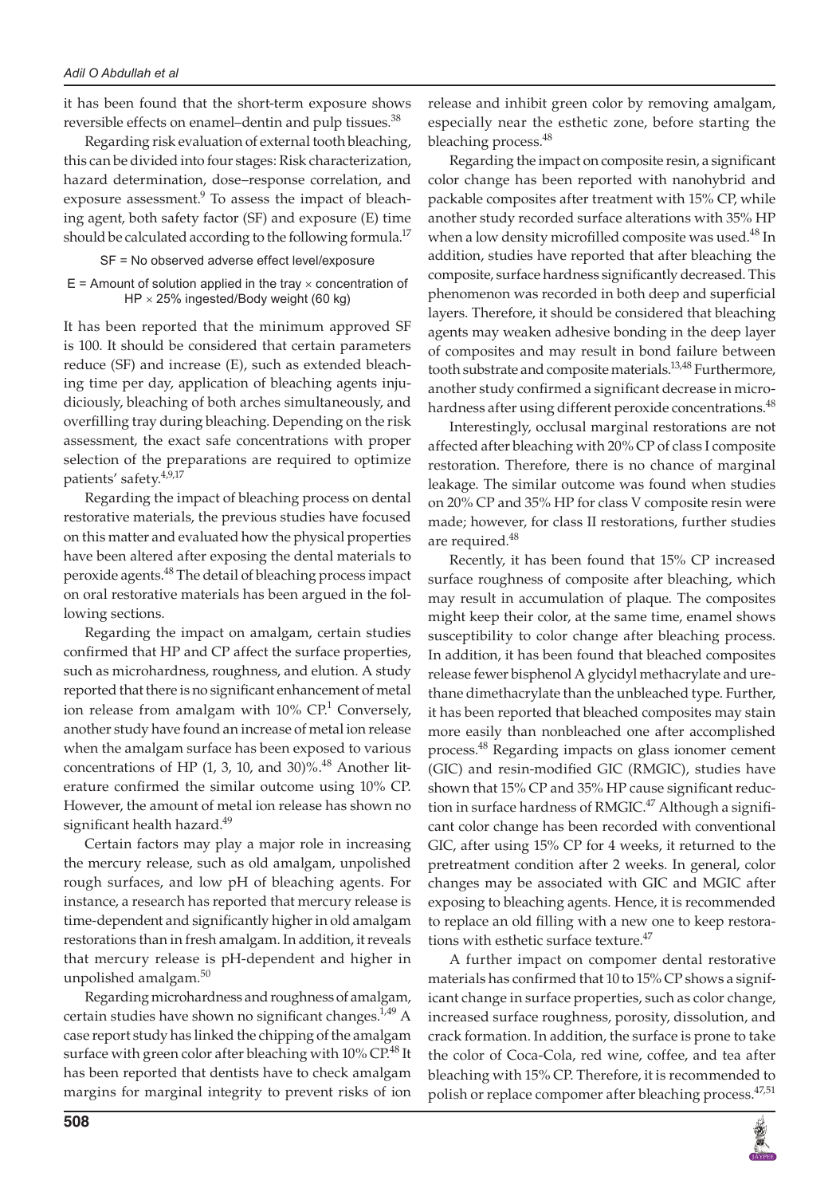it has been found that the short-term exposure shows reversible effects on enamel–dentin and pulp tissues.[38]

Regarding risk evaluation of external tooth bleaching, this can be divided into four stages: Risk characterization, hazard determination, dose–response correlation, and exposure assessment.[9] To assess the impact of bleaching agent, both safety factor (SF) and exposure (E) time should be calculated according to the following formula.[17]

SF = No observed adverse effect level/exposure

E = Amount of solution applied in the tray × concentration of HP × 25% ingested/Body weight (60 kg)

It has been reported that the minimum approved SF is 100. It should be considered that certain parameters reduce (SF) and increase (E), such as extended bleaching time per day, application of bleaching agents injudiciously, bleaching of both arches simultaneously, and overfilling tray during bleaching. Depending on the risk assessment, the exact safe concentrations with proper selection of the preparations are required to optimize patients' safety.[4,9,17]

Regarding the impact of bleaching process on dental restorative materials, the previous studies have focused on this matter and evaluated how the physical properties have been altered after exposing the dental materials to peroxide agents.[48] The detail of bleaching process impact on oral restorative materials has been argued in the following sections.

Regarding the impact on amalgam, certain studies confirmed that HP and CP affect the surface properties, such as microhardness, roughness, and elution. A study reported that there is no significant enhancement of metal ion release from amalgam with 10% CP.[1] Conversely, another study have found an increase of metal ion release when the amalgam surface has been exposed to various concentrations of HP (1, 3, 10, and 30)%.[48] Another literature confirmed the similar outcome using 10% CP. However, the amount of metal ion release has shown no significant health hazard.[49]

Certain factors may play a major role in increasing the mercury release, such as old amalgam, unpolished rough surfaces, and low pH of bleaching agents. For instance, a research has reported that mercury release is time-dependent and significantly higher in old amalgam restorations than in fresh amalgam. In addition, it reveals that mercury release is pH-dependent and higher in unpolished amalgam.[50]

Regarding microhardness and roughness of amalgam, certain studies have shown no significant changes.[1,49] A case report study has linked the chipping of the amalgam surface with green color after bleaching with 10% CP.[48] It has been reported that dentists have to check amalgam margins for marginal integrity to prevent risks of ion release and inhibit green color by removing amalgam, especially near the esthetic zone, before starting the bleaching process.[48]

Regarding the impact on composite resin, a significant color change has been reported with nanohybrid and packable composites after treatment with 15% CP, while another study recorded surface alterations with 35% HP when a low density microfilled composite was used.[48] In addition, studies have reported that after bleaching the composite, surface hardness significantly decreased. This phenomenon was recorded in both deep and superficial layers. Therefore, it should be considered that bleaching agents may weaken adhesive bonding in the deep layer of composites and may result in bond failure between tooth substrate and composite materials.[13,48] Furthermore, another study confirmed a significant decrease in microhardness after using different peroxide concentrations.[48]

Interestingly, occlusal marginal restorations are not affected after bleaching with 20% CP of class I composite restoration. Therefore, there is no chance of marginal leakage. The similar outcome was found when studies on 20% CP and 35% HP for class V composite resin were made; however, for class II restorations, further studies are required.[48]

Recently, it has been found that 15% CP increased surface roughness of composite after bleaching, which may result in accumulation of plaque. The composites might keep their color, at the same time, enamel shows susceptibility to color change after bleaching process. In addition, it has been found that bleached composites release fewer bisphenol A glycidyl methacrylate and urethane dimethacrylate than the unbleached type. Further, it has been reported that bleached composites may stain more easily than nonbleached one after accomplished process.[48] Regarding impacts on glass ionomer cement (GIC) and resin-modified GIC (RMGIC), studies have shown that 15% CP and 35% HP cause significant reduction in surface hardness of RMGIC.[47] Although a significant color change has been recorded with conventional GIC, after using 15% CP for 4 weeks, it returned to the pretreatment condition after 2 weeks. In general, color changes may be associated with GIC and MGIC after exposing to bleaching agents. Hence, it is recommended to replace an old filling with a new one to keep restorations with esthetic surface texture.[47]

A further impact on compomer dental restorative materials has confirmed that 10 to 15% CP shows a significant change in surface properties, such as color change, increased surface roughness, porosity, dissolution, and crack formation. In addition, the surface is prone to take the color of Coca-Cola, red wine, coffee, and tea after bleaching with 15% CP. Therefore, it is recommended to polish or replace compomer after bleaching process.[47,51]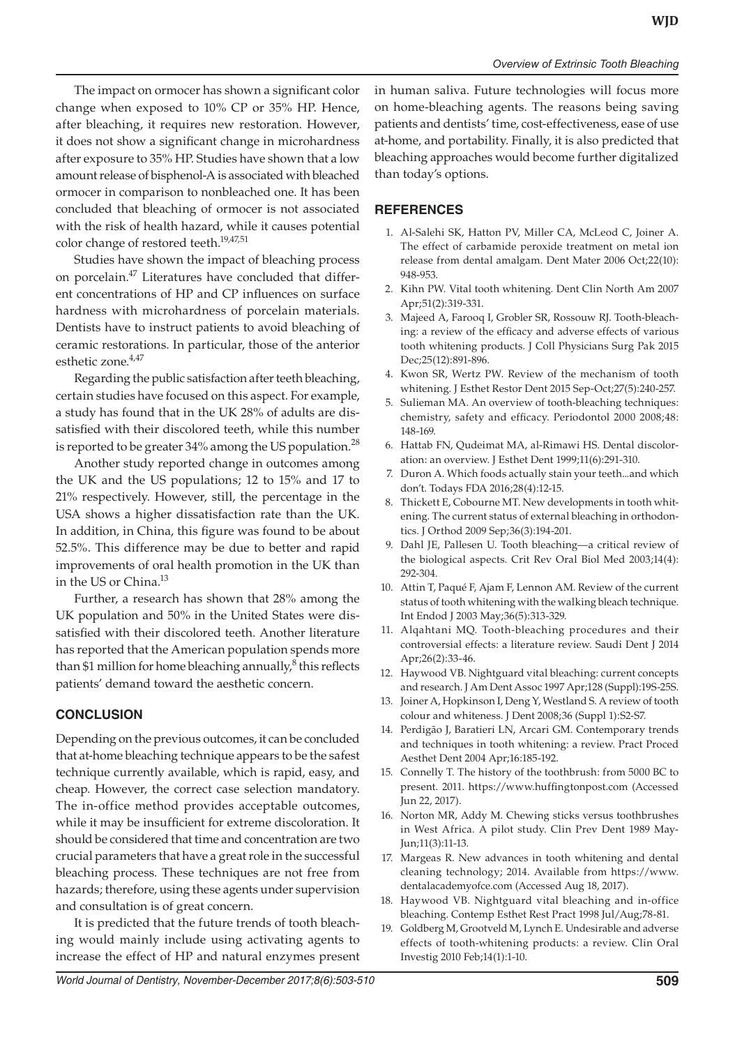The impact on ormocer has shown a significant color change when exposed to 10% CP or 35% HP. Hence, after bleaching, it requires new restoration. However, it does not show a significant change in microhardness after exposure to 35% HP. Studies have shown that a low amount release of bisphenol-A is associated with bleached ormocer in comparison to nonbleached one. It has been concluded that bleaching of ormocer is not associated with the risk of health hazard, while it causes potential color change of restored teeth.[19,47,51]

Studies have shown the impact of bleaching process on porcelain.[47] Literatures have concluded that different concentrations of HP and CP influences on surface hardness with microhardness of porcelain materials. Dentists have to instruct patients to avoid bleaching of ceramic restorations. In particular, those of the anterior esthetic zone.[4,47]

Regarding the public satisfaction after teeth bleaching, certain studies have focused on this aspect. For example, a study has found that in the UK 28% of adults are dissatisfied with their discolored teeth, while this number is reported to be greater 34% among the US population.[28]

Another study reported change in outcomes among the UK and the US populations; 12 to 15% and 17 to 21% respectively. However, still, the percentage in the USA shows a higher dissatisfaction rate than the UK. In addition, in China, this figure was found to be about 52.5%. This difference may be due to better and rapid improvements of oral health promotion in the UK than in the US or China.[13]

Further, a research has shown that 28% among the UK population and 50% in the United States were dissatisfied with their discolored teeth. Another literature has reported that the American population spends more than $1 million for home bleaching annually,[8] this reflects patients' demand toward the aesthetic concern.

## CONCLUSION

Depending on the previous outcomes, it can be concluded that at-home bleaching technique appears to be the safest technique currently available, which is rapid, easy, and cheap. However, the correct case selection mandatory. The in-office method provides acceptable outcomes, while it may be insufficient for extreme discoloration. It should be considered that time and concentration are two crucial parameters that have a great role in the successful bleaching process. These techniques are not free from hazards; therefore, using these agents under supervision and consultation is of great concern.

It is predicted that the future trends of tooth bleaching would mainly include using activating agents to increase the effect of HP and natural enzymes present in human saliva. Future technologies will focus more on home-bleaching agents. The reasons being saving patients and dentists' time, cost-effectiveness, ease of use at-home, and portability. Finally, it is also predicted that bleaching approaches would become further digitalized than today's options.

## REFERENCES

1. Al-Salehi SK, Hatton PV, Miller CA, McLeod C, Joiner A. The effect of carbamide peroxide treatment on metal ion release from dental amalgam. Dent Mater 2006 Oct;22(10): 948-953.
2. Kihn PW. Vital tooth whitening. Dent Clin North Am 2007 Apr;51(2):319-331.
3. Majeed A, Farooq I, Grobler SR, Rossouw RJ. Tooth-bleaching: a review of the efficacy and adverse effects of various tooth whitening products. J Coll Physicians Surg Pak 2015 Dec;25(12):891-896.
4. Kwon SR, Wertz PW. Review of the mechanism of tooth whitening. J Esthet Restor Dent 2015 Sep-Oct;27(5):240-257.
5. Sulieman MA. An overview of tooth-bleaching techniques: chemistry, safety and efficacy. Periodontol 2000 2008;48: 148-169.
6. Hattab FN, Qudeimat MA, al-Rimawi HS. Dental discoloration: an overview. J Esthet Dent 1999;11(6):291-310.
7. Duron A. Which foods actually stain your teeth...and which don't. Todays FDA 2016;28(4):12-15.
8. Thickett E, Cobourne MT. New developments in tooth whitening. The current status of external bleaching in orthodontics. J Orthod 2009 Sep;36(3):194-201.
9. Dahl JE, Pallesen U. Tooth bleaching—a critical review of the biological aspects. Crit Rev Oral Biol Med 2003;14(4): 292-304.
10. Attin T, Paqué F, Ajam F, Lennon AM. Review of the current status of tooth whitening with the walking bleach technique. Int Endod J 2003 May;36(5):313-329.
11. Alqahtani MQ. Tooth-bleaching procedures and their controversial effects: a literature review. Saudi Dent J 2014 Apr;26(2):33-46.
12. Haywood VB. Nightguard vital bleaching: current concepts and research. J Am Dent Assoc 1997 Apr;128 (Suppl):19S-25S.
13. Joiner A, Hopkinson I, Deng Y, Westland S. A review of tooth colour and whiteness. J Dent 2008;36 (Suppl 1):S2-S7.
14. Perdigão J, Baratieri LN, Arcari GM. Contemporary trends and techniques in tooth whitening: a review. Pract Proced Aesthet Dent 2004 Apr;16:185-192.
15. Connelly T. The history of the toothbrush: from 5000 BC to present. 2011. https://www.huffingtonpost.com (Accessed Jun 22, 2017).
16. Norton MR, Addy M. Chewing sticks versus toothbrushes in West Africa. A pilot study. Clin Prev Dent 1989 May-Jun;11(3):11-13.
17. Margeas R. New advances in tooth whitening and dental cleaning technology; 2014. Available from https://www.dentalacademyofce.com (Accessed Aug 18, 2017).
18. Haywood VB. Nightguard vital bleaching and in-office bleaching. Contemp Esthet Rest Pract 1998 Jul/Aug;78-81.
19. Goldberg M, Grootveld M, Lynch E. Undesirable and adverse effects of tooth-whitening products: a review. Clin Oral Investig 2010 Feb;14(1):1-10.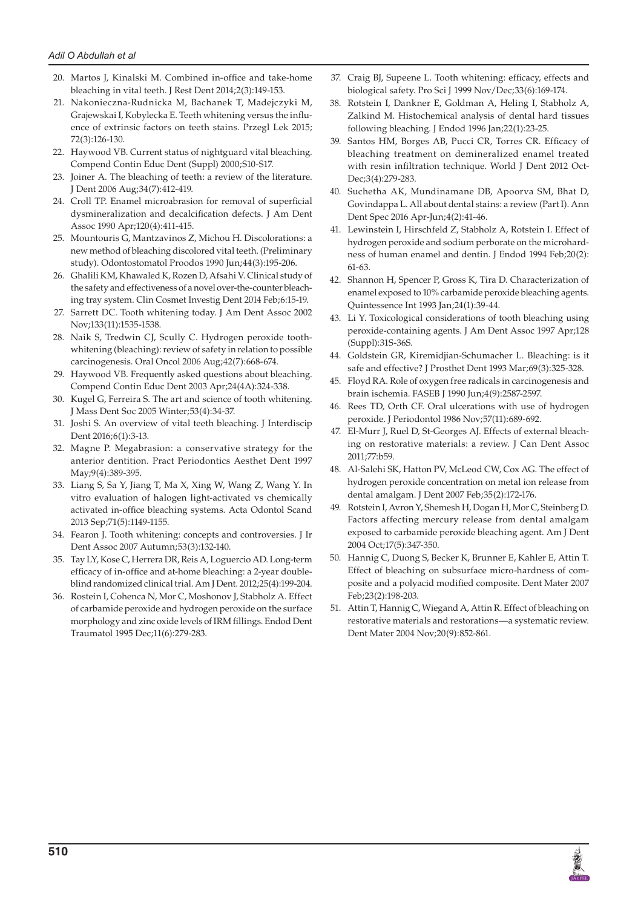20. Martos J, Kinalski M. Combined in-office and take-home bleaching in vital teeth. J Rest Dent 2014;2(3):149-153.
21. Nakonieczna-Rudnicka M, Bachanek T, Madejczyki M, Grajewskai I, Kobylecka E. Teeth whitening versus the influence of extrinsic factors on teeth stains. Przegl Lek 2015; 72(3):126-130.
22. Haywood VB. Current status of nightguard vital bleaching. Compend Contin Educ Dent (Suppl) 2000;S10-S17.
23. Joiner A. The bleaching of teeth: a review of the literature. J Dent 2006 Aug;34(7):412-419.
24. Croll TP. Enamel microabrasion for removal of superficial dysmineralization and decalcification defects. J Am Dent Assoc 1990 Apr;120(4):411-415.
25. Mountouris G, Mantzavinos Z, Michou H. Discolorations: a new method of bleaching discolored vital teeth. (Preliminary study). Odontostomatol Proodos 1990 Jun;44(3):195-206.
26. Ghalili KM, Khawaled K, Rozen D, Afsahi V. Clinical study of the safety and effectiveness of a novel over-the-counter bleaching tray system. Clin Cosmet Investig Dent 2014 Feb;6:15-19.
27. Sarrett DC. Tooth whitening today. J Am Dent Assoc 2002 Nov;133(11):1535-1538.
28. Naik S, Tredwin CJ, Scully C. Hydrogen peroxide tooth-whitening (bleaching): review of safety in relation to possible carcinogenesis. Oral Oncol 2006 Aug;42(7):668-674.
29. Haywood VB. Frequently asked questions about bleaching. Compend Contin Educ Dent 2003 Apr;24(4A):324-338.
30. Kugel G, Ferreira S. The art and science of tooth whitening. J Mass Dent Soc 2005 Winter;53(4):34-37.
31. Joshi S. An overview of vital teeth bleaching. J Interdiscip Dent 2016;6(1):3-13.
32. Magne P. Megabrasion: a conservative strategy for the anterior dentition. Pract Periodontics Aesthet Dent 1997 May;9(4):389-395.
33. Liang S, Sa Y, Jiang T, Ma X, Xing W, Wang Z, Wang Y. In vitro evaluation of halogen light-activated vs chemically activated in-office bleaching systems. Acta Odontol Scand 2013 Sep;71(5):1149-1155.
34. Fearon J. Tooth whitening: concepts and controversies. J Ir Dent Assoc 2007 Autumn;53(3):132-140.
35. Tay LY, Kose C, Herrera DR, Reis A, Loguercio AD. Long-term efficacy of in-office and at-home bleaching: a 2-year double-blind randomized clinical trial. Am J Dent. 2012;25(4):199-204.
36. Rostein I, Cohenca N, Mor C, Moshonov J, Stabholz A. Effect of carbamide peroxide and hydrogen peroxide on the surface morphology and zinc oxide levels of IRM fillings. Endod Dent Traumatol 1995 Dec;11(6):279-283.
37. Craig BJ, Supeene L. Tooth whitening: efficacy, effects and biological safety. Pro Sci J 1999 Nov/Dec;33(6):169-174.
38. Rotstein I, Dankner E, Goldman A, Heling I, Stabholz A, Zalkind M. Histochemical analysis of dental hard tissues following bleaching. J Endod 1996 Jan;22(1):23-25.
39. Santos HM, Borges AB, Pucci CR, Torres CR. Efficacy of bleaching treatment on demineralized enamel treated with resin infiltration technique. World J Dent 2012 Oct-Dec;3(4):279-283.
40. Suchetha AK, Mundinamane DB, Apoorva SM, Bhat D, Govindappa L. All about dental stains: a review (Part I). Ann Dent Spec 2016 Apr-Jun;4(2):41-46.
41. Lewinstein I, Hirschfeld Z, Stabholz A, Rotstein I. Effect of hydrogen peroxide and sodium perborate on the microhardness of human enamel and dentin. J Endod 1994 Feb;20(2): 61-63.
42. Shannon H, Spencer P, Gross K, Tira D. Characterization of enamel exposed to 10% carbamide peroxide bleaching agents. Quintessence Int 1993 Jan;24(1):39-44.
43. Li Y. Toxicological considerations of tooth bleaching using peroxide-containing agents. J Am Dent Assoc 1997 Apr;128 (Suppl):31S-36S.
44. Goldstein GR, Kiremidjian-Schumacher L. Bleaching: is it safe and effective? J Prosthet Dent 1993 Mar;69(3):325-328.
45. Floyd RA. Role of oxygen free radicals in carcinogenesis and brain ischemia. FASEB J 1990 Jun;4(9):2587-2597.
46. Rees TD, Orth CF. Oral ulcerations with use of hydrogen peroxide. J Periodontol 1986 Nov;57(11):689-692.
47. El-Murr J, Ruel D, St-Georges AJ. Effects of external bleaching on restorative materials: a review. J Can Dent Assoc 2011;77:b59.
48. Al-Salehi SK, Hatton PV, McLeod CW, Cox AG. The effect of hydrogen peroxide concentration on metal ion release from dental amalgam. J Dent 2007 Feb;35(2):172-176.
49. Rotstein I, Avron Y, Shemesh H, Dogan H, Mor C, Steinberg D. Factors affecting mercury release from dental amalgam exposed to carbamide peroxide bleaching agent. Am J Dent 2004 Oct;17(5):347-350.
50. Hannig C, Duong S, Becker K, Brunner E, Kahler E, Attin T. Effect of bleaching on subsurface micro-hardness of composite and a polyacid modified composite. Dent Mater 2007 Feb;23(2):198-203.
51. Attin T, Hannig C, Wiegand A, Attin R. Effect of bleaching on restorative materials and restorations—a systematic review. Dent Mater 2004 Nov;20(9):852-861.